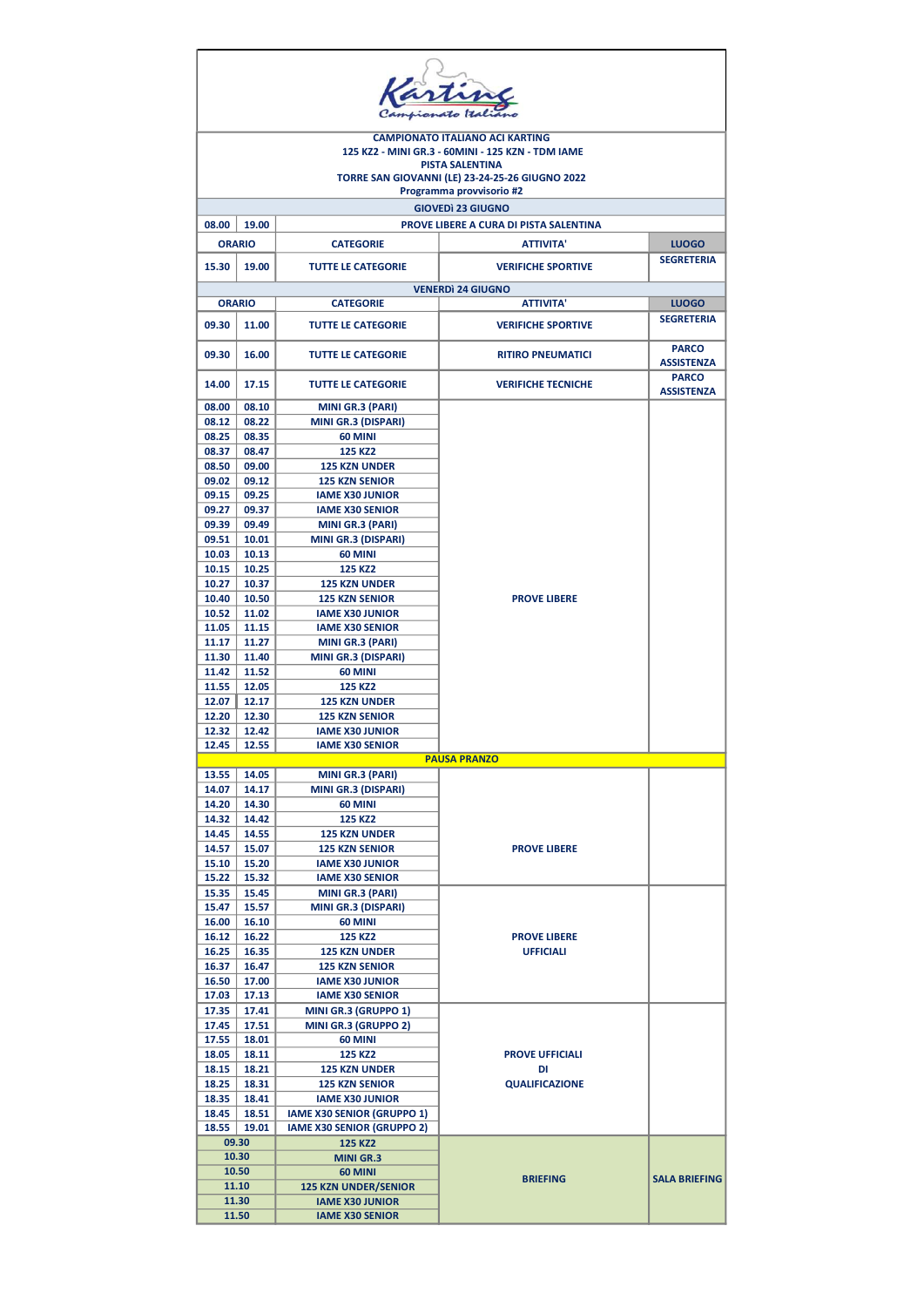Karting Campionato Italiano

**CAMPIONATO ITALIANO ACI KARTING**
**125 KZ2 - MINI GR.3 - 60MINI - 125 KZN - TDM IAME**
**PISTA SALENTINA**
**TORRE SAN GIOVANNI (LE) 23-24-25-26 GIUGNO 2022**
**Programma provvisorio #2**

**GIOVEDÌ 23 GIUGNO**

| 08.00 | 19.00 | PROVE LIBERE A CURA DI PISTA SALENTINA | | |
|---|---|---|---|---|
| **ORARIO** | | **CATEGORIE** | **ATTIVITA'** | **LUOGO** |
| 15.30 | 19.00 | TUTTE LE CATEGORIE | VERIFICHE SPORTIVE | SEGRETERIA |

**VENERDÌ 24 GIUGNO**

| ORARIO | | CATEGORIE | ATTIVITA' | LUOGO |
|---|---|---|---|---|
| 09.30 | 11.00 | TUTTE LE CATEGORIE | VERIFICHE SPORTIVE | SEGRETERIA |
| 09.30 | 16.00 | TUTTE LE CATEGORIE | RITIRO PNEUMATICI | PARCO ASSISTENZA |
| 14.00 | 17.15 | TUTTE LE CATEGORIE | VERIFICHE TECNICHE | PARCO ASSISTENZA |
| 08.00 | 08.10 | MINI GR.3 (PARI) | PROVE LIBERE | |
| 08.12 | 08.22 | MINI GR.3 (DISPARI) | | |
| 08.25 | 08.35 | 60 MINI | | |
| 08.37 | 08.47 | 125 KZ2 | | |
| 08.50 | 09.00 | 125 KZN UNDER | | |
| 09.02 | 09.12 | 125 KZN SENIOR | | |
| 09.15 | 09.25 | IAME X30 JUNIOR | | |
| 09.27 | 09.37 | IAME X30 SENIOR | | |
| 09.39 | 09.49 | MINI GR.3 (PARI) | | |
| 09.51 | 10.01 | MINI GR.3 (DISPARI) | | |
| 10.03 | 10.13 | 60 MINI | | |
| 10.15 | 10.25 | 125 KZ2 | | |
| 10.27 | 10.37 | 125 KZN UNDER | | |
| 10.40 | 10.50 | 125 KZN SENIOR | | |
| 10.52 | 11.02 | IAME X30 JUNIOR | | |
| 11.05 | 11.15 | IAME X30 SENIOR | | |
| 11.17 | 11.27 | MINI GR.3 (PARI) | | |
| 11.30 | 11.40 | MINI GR.3 (DISPARI) | | |
| 11.42 | 11.52 | 60 MINI | | |
| 11.55 | 12.05 | 125 KZ2 | | |
| 12.07 | 12.17 | 125 KZN UNDER | | |
| 12.20 | 12.30 | 125 KZN SENIOR | | |
| 12.32 | 12.42 | IAME X30 JUNIOR | | |
| 12.45 | 12.55 | IAME X30 SENIOR | | |
| | | PAUSA PRANZO | | |
| 13.55 | 14.05 | MINI GR.3 (PARI) | PROVE LIBERE | |
| 14.07 | 14.17 | MINI GR.3 (DISPARI) | | |
| 14.20 | 14.30 | 60 MINI | | |
| 14.32 | 14.42 | 125 KZ2 | | |
| 14.45 | 14.55 | 125 KZN UNDER | | |
| 14.57 | 15.07 | 125 KZN SENIOR | | |
| 15.10 | 15.20 | IAME X30 JUNIOR | | |
| 15.22 | 15.32 | IAME X30 SENIOR | | |
| 15.35 | 15.45 | MINI GR.3 (PARI) | PROVE LIBERE UFFICIALI | |
| 15.47 | 15.57 | MINI GR.3 (DISPARI) | | |
| 16.00 | 16.10 | 60 MINI | | |
| 16.12 | 16.22 | 125 KZ2 | | |
| 16.25 | 16.35 | 125 KZN UNDER | | |
| 16.37 | 16.47 | 125 KZN SENIOR | | |
| 16.50 | 17.00 | IAME X30 JUNIOR | | |
| 17.03 | 17.13 | IAME X30 SENIOR | | |
| 17.35 | 17.41 | MINI GR.3 (GRUPPO 1) | PROVE UFFICIALI DI QUALIFICAZIONE | |
| 17.45 | 17.51 | MINI GR.3 (GRUPPO 2) | | |
| 17.55 | 18.01 | 60 MINI | | |
| 18.05 | 18.11 | 125 KZ2 | | |
| 18.15 | 18.21 | 125 KZN UNDER | | |
| 18.25 | 18.31 | 125 KZN SENIOR | | |
| 18.35 | 18.41 | IAME X30 JUNIOR | | |
| 18.45 | 18.51 | IAME X30 SENIOR (GRUPPO 1) | | |
| 18.55 | 19.01 | IAME X30 SENIOR (GRUPPO 2) | | |
| 09.30 | | 125 KZ2 | BRIEFING | SALA BRIEFING |
| 10.30 | | MINI GR.3 | | |
| 10.50 | | 60 MINI | | |
| 11.10 | | 125 KZN UNDER/SENIOR | | |
| 11.30 | | IAME X30 JUNIOR | | |
| 11.50 | | IAME X30 SENIOR | | |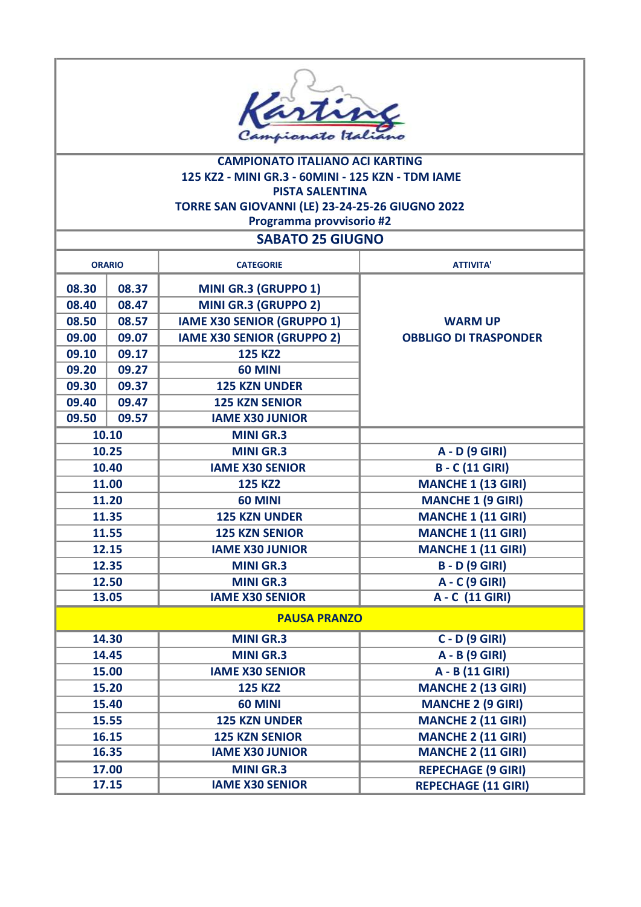**Karting Campionato Italiano**

**CAMPIONATO ITALIANO ACI KARTING**
**125 KZ2 - MINI GR.3 - 60MINI - 125 KZN - TDM IAME**
**PISTA SALENTINA**
**TORRE SAN GIOVANNI (LE) 23-24-25-26 GIUGNO 2022**
**Programma provvisorio #2**

## SABATO 25 GIUGNO

| ORARIO | | CATEGORIE | ATTIVITA' |
|---|---|---|---|
| 08.30 | 08.37 | MINI GR.3 (GRUPPO 1) | WARM UP OBBLIGO DI TRASPONDER |
| 08.40 | 08.47 | MINI GR.3 (GRUPPO 2) | |
| 08.50 | 08.57 | IAME X30 SENIOR (GRUPPO 1) | |
| 09.00 | 09.07 | IAME X30 SENIOR (GRUPPO 2) | |
| 09.10 | 09.17 | 125 KZ2 | |
| 09.20 | 09.27 | 60 MINI | |
| 09.30 | 09.37 | 125 KZN UNDER | |
| 09.40 | 09.47 | 125 KZN SENIOR | |
| 09.50 | 09.57 | IAME X30 JUNIOR | |
| 10.10 | | MINI GR.3 | |
| 10.25 | | MINI GR.3 | A - D (9 GIRI) |
| 10.40 | | IAME X30 SENIOR | B - C (11 GIRI) |
| 11.00 | | 125 KZ2 | MANCHE 1 (13 GIRI) |
| 11.20 | | 60 MINI | MANCHE 1 (9 GIRI) |
| 11.35 | | 125 KZN UNDER | MANCHE 1 (11 GIRI) |
| 11.55 | | 125 KZN SENIOR | MANCHE 1 (11 GIRI) |
| 12.15 | | IAME X30 JUNIOR | MANCHE 1 (11 GIRI) |
| 12.35 | | MINI GR.3 | B - D (9 GIRI) |
| 12.50 | | MINI GR.3 | A - C (9 GIRI) |
| 13.05 | | IAME X30 SENIOR | A - C (11 GIRI) |
| PAUSA PRANZO | | | |
| 14.30 | | MINI GR.3 | C - D (9 GIRI) |
| 14.45 | | MINI GR.3 | A - B (9 GIRI) |
| 15.00 | | IAME X30 SENIOR | A - B (11 GIRI) |
| 15.20 | | 125 KZ2 | MANCHE 2 (13 GIRI) |
| 15.40 | | 60 MINI | MANCHE 2 (9 GIRI) |
| 15.55 | | 125 KZN UNDER | MANCHE 2 (11 GIRI) |
| 16.15 | | 125 KZN SENIOR | MANCHE 2 (11 GIRI) |
| 16.35 | | IAME X30 JUNIOR | MANCHE 2 (11 GIRI) |
| 17.00 | | MINI GR.3 | REPECHAGE (9 GIRI) |
| 17.15 | | IAME X30 SENIOR | REPECHAGE (11 GIRI) |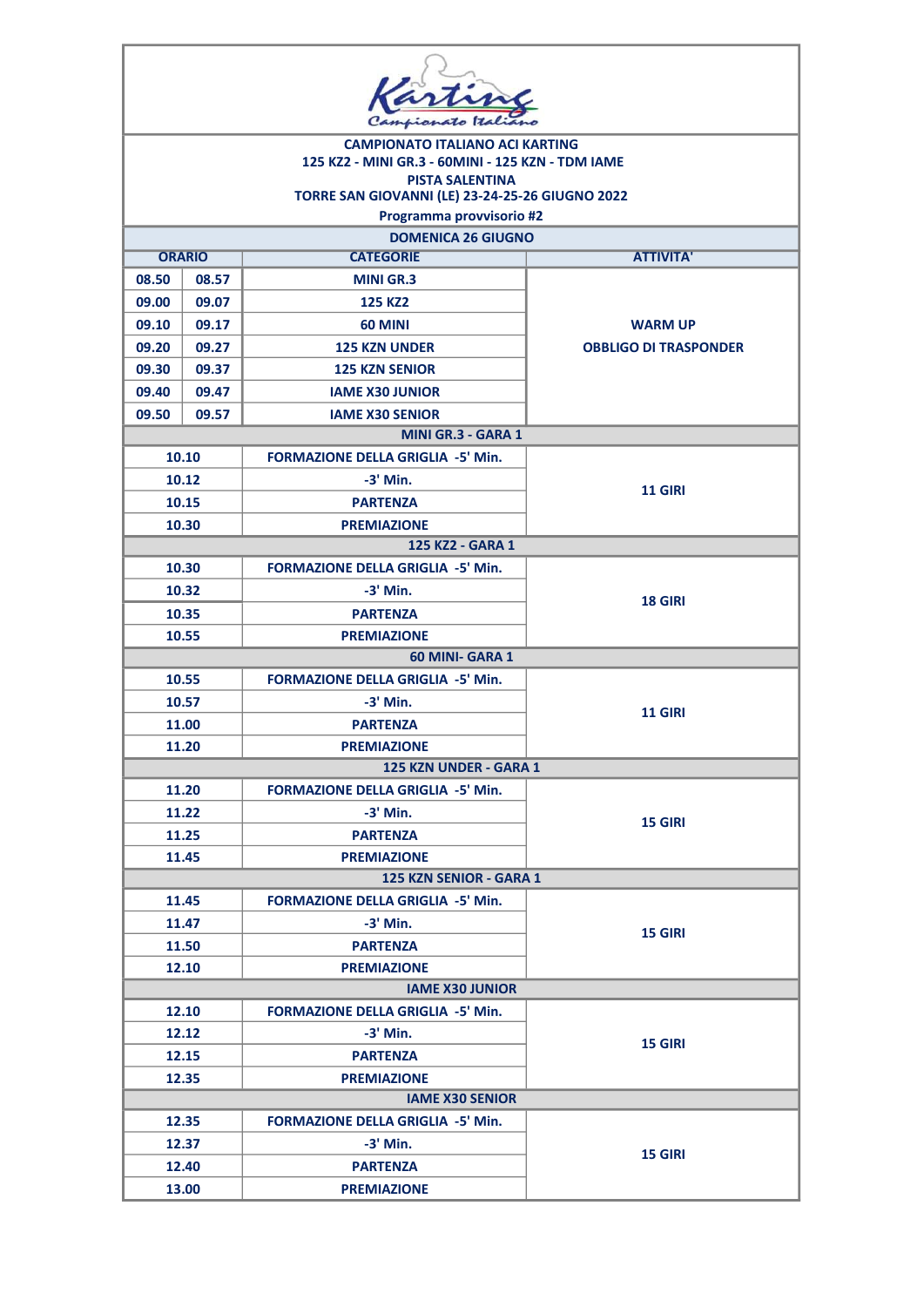**Karting**
*Campionato Italiano*

**CAMPIONATO ITALIANO ACI KARTING**
**125 KZ2 - MINI GR.3 - 60MINI - 125 KZN - TDM IAME**
**PISTA SALENTINA**
**TORRE SAN GIOVANNI (LE) 23-24-25-26 GIUGNO 2022**
**Programma provvisorio #2**

**DOMENICA 26 GIUGNO**

| ORARIO | | CATEGORIE | ATTIVITA' |
|---|---|---|---|
| 08.50 | 08.57 | MINI GR.3 | WARM UP OBBLIGO DI TRASPONDER |
| 09.00 | 09.07 | 125 KZ2 | |
| 09.10 | 09.17 | 60 MINI | |
| 09.20 | 09.27 | 125 KZN UNDER | |
| 09.30 | 09.37 | 125 KZN SENIOR | |
| 09.40 | 09.47 | IAME X30 JUNIOR | |
| 09.50 | 09.57 | IAME X30 SENIOR | |

**MINI GR.3 - GARA 1**

| ORARIO | CATEGORIE | ATTIVITA' |
|---|---|---|
| 10.10 | FORMAZIONE DELLA GRIGLIA -5' Min. | 11 GIRI |
| 10.12 | -3' Min. | |
| 10.15 | PARTENZA | |
| 10.30 | PREMIAZIONE | |

**125 KZ2 - GARA 1**

| ORARIO | CATEGORIE | ATTIVITA' |
|---|---|---|
| 10.30 | FORMAZIONE DELLA GRIGLIA -5' Min. | 18 GIRI |
| 10.32 | -3' Min. | |
| 10.35 | PARTENZA | |
| 10.55 | PREMIAZIONE | |

**60 MINI- GARA 1**

| ORARIO | CATEGORIE | ATTIVITA' |
|---|---|---|
| 10.55 | FORMAZIONE DELLA GRIGLIA -5' Min. | 11 GIRI |
| 10.57 | -3' Min. | |
| 11.00 | PARTENZA | |
| 11.20 | PREMIAZIONE | |

**125 KZN UNDER - GARA 1**

| ORARIO | CATEGORIE | ATTIVITA' |
|---|---|---|
| 11.20 | FORMAZIONE DELLA GRIGLIA -5' Min. | 15 GIRI |
| 11.22 | -3' Min. | |
| 11.25 | PARTENZA | |
| 11.45 | PREMIAZIONE | |

**125 KZN SENIOR - GARA 1**

| ORARIO | CATEGORIE | ATTIVITA' |
|---|---|---|
| 11.45 | FORMAZIONE DELLA GRIGLIA -5' Min. | 15 GIRI |
| 11.47 | -3' Min. | |
| 11.50 | PARTENZA | |
| 12.10 | PREMIAZIONE | |

**IAME X30 JUNIOR**

| ORARIO | CATEGORIE | ATTIVITA' |
|---|---|---|
| 12.10 | FORMAZIONE DELLA GRIGLIA -5' Min. | 15 GIRI |
| 12.12 | -3' Min. | |
| 12.15 | PARTENZA | |
| 12.35 | PREMIAZIONE | |

**IAME X30 SENIOR**

| ORARIO | CATEGORIE | ATTIVITA' |
|---|---|---|
| 12.35 | FORMAZIONE DELLA GRIGLIA -5' Min. | 15 GIRI |
| 12.37 | -3' Min. | |
| 12.40 | PARTENZA | |
| 13.00 | PREMIAZIONE | |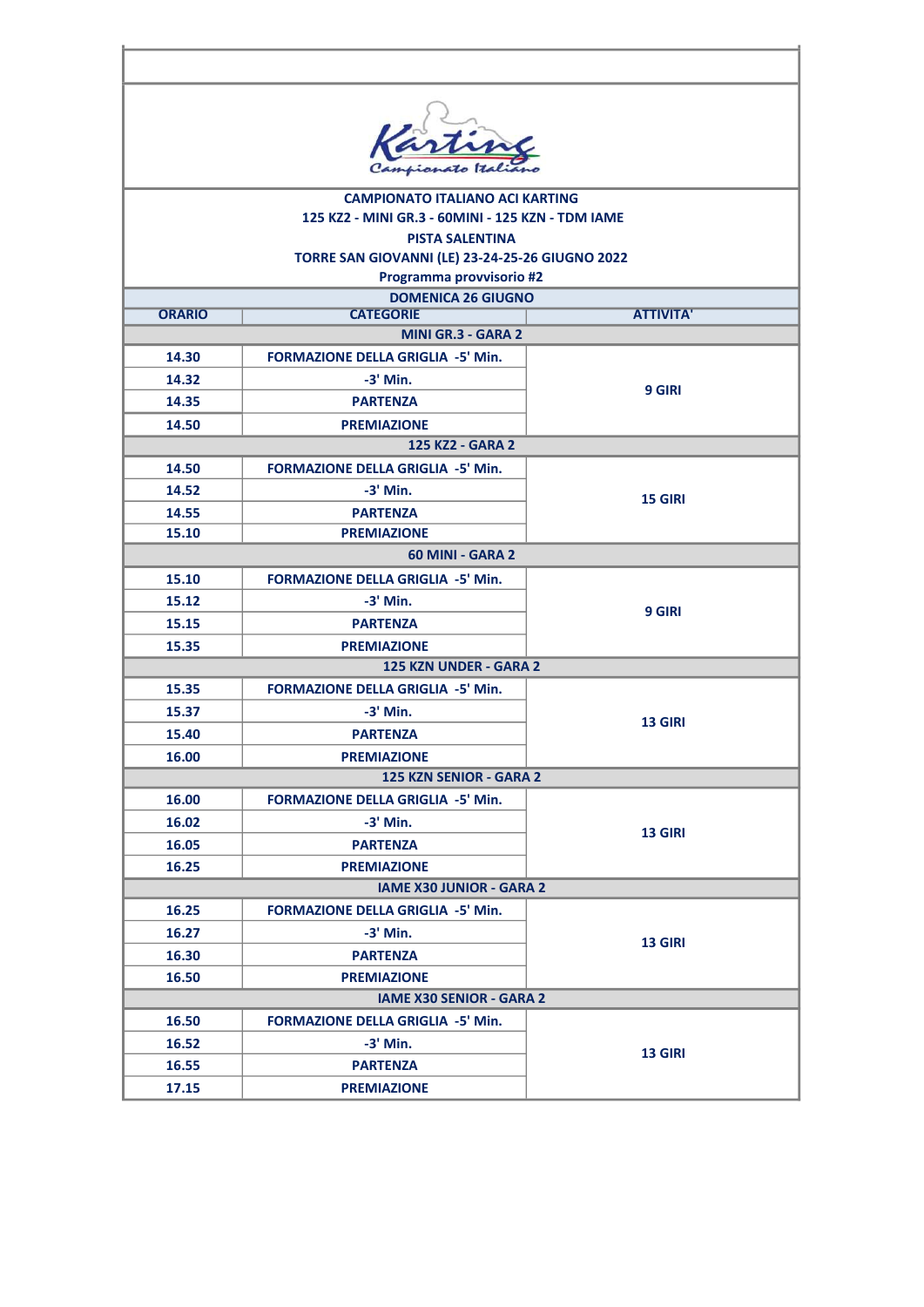**CAMPIONATO ITALIANO ACI KARTING**
**125 KZ2 - MINI GR.3 - 60MINI - 125 KZN - TDM IAME**
**PISTA SALENTINA**
**TORRE SAN GIOVANNI (LE) 23-24-25-26 GIUGNO 2022**
**Programma provvisorio #2**

**DOMENICA 26 GIUGNO**

| ORARIO | CATEGORIE | ATTIVITA' |
|---|---|---|
| | **MINI GR.3 - GARA 2** | |
| 14.30 | FORMAZIONE DELLA GRIGLIA -5' Min. | 9 GIRI |
| 14.32 | -3' Min. | |
| 14.35 | PARTENZA | |
| 14.50 | PREMIAZIONE | |
| | **125 KZ2 - GARA 2** | |
| 14.50 | FORMAZIONE DELLA GRIGLIA -5' Min. | 15 GIRI |
| 14.52 | -3' Min. | |
| 14.55 | PARTENZA | |
| 15.10 | PREMIAZIONE | |
| | **60 MINI - GARA 2** | |
| 15.10 | FORMAZIONE DELLA GRIGLIA -5' Min. | 9 GIRI |
| 15.12 | -3' Min. | |
| 15.15 | PARTENZA | |
| 15.35 | PREMIAZIONE | |
| | **125 KZN UNDER - GARA 2** | |
| 15.35 | FORMAZIONE DELLA GRIGLIA -5' Min. | 13 GIRI |
| 15.37 | -3' Min. | |
| 15.40 | PARTENZA | |
| 16.00 | PREMIAZIONE | |
| | **125 KZN SENIOR - GARA 2** | |
| 16.00 | FORMAZIONE DELLA GRIGLIA -5' Min. | 13 GIRI |
| 16.02 | -3' Min. | |
| 16.05 | PARTENZA | |
| 16.25 | PREMIAZIONE | |
| | **IAME X30 JUNIOR - GARA 2** | |
| 16.25 | FORMAZIONE DELLA GRIGLIA -5' Min. | 13 GIRI |
| 16.27 | -3' Min. | |
| 16.30 | PARTENZA | |
| 16.50 | PREMIAZIONE | |
| | **IAME X30 SENIOR - GARA 2** | |
| 16.50 | FORMAZIONE DELLA GRIGLIA -5' Min. | 13 GIRI |
| 16.52 | -3' Min. | |
| 16.55 | PARTENZA | |
| 17.15 | PREMIAZIONE | |